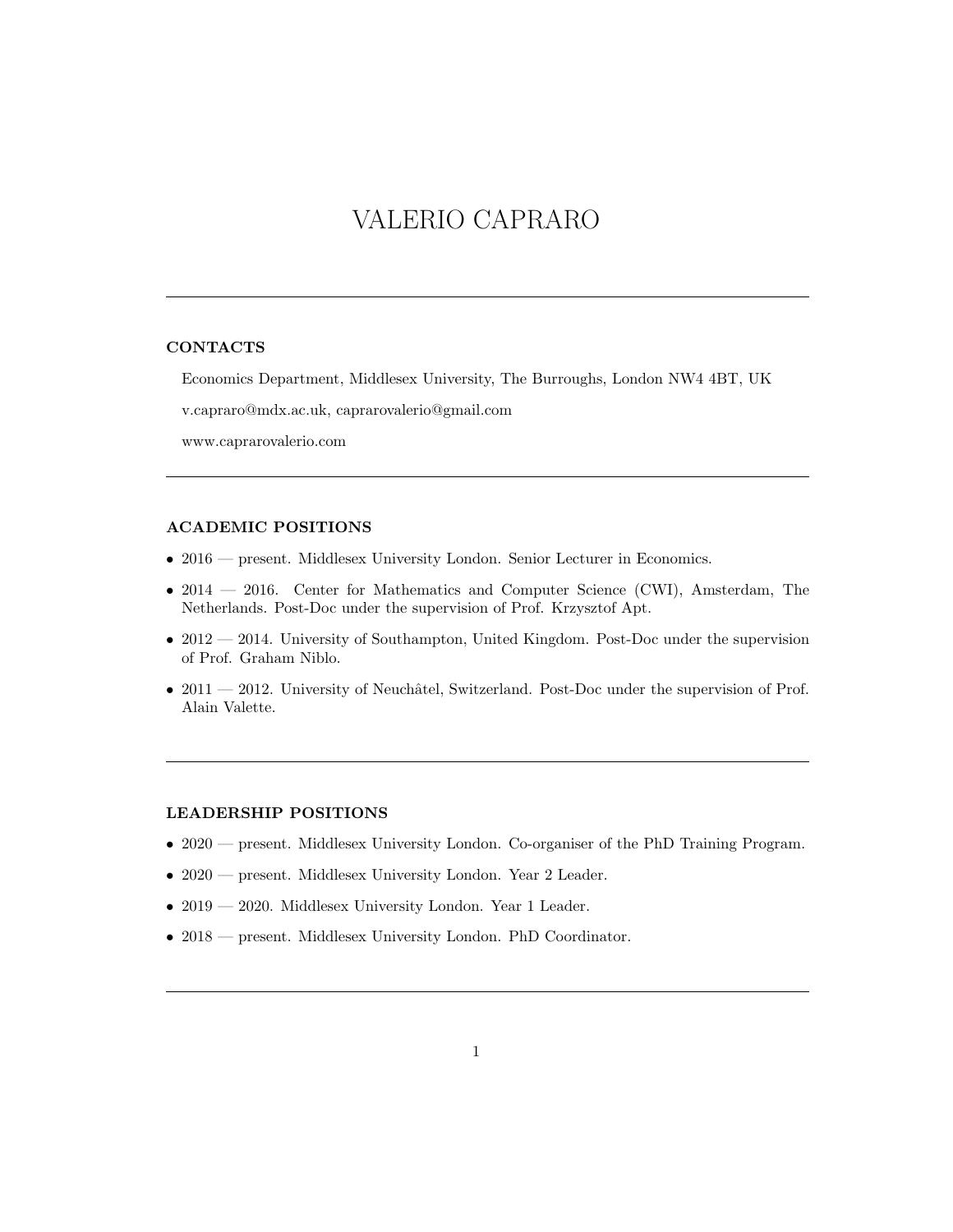# VALERIO CAPRARO

---

## CONTACTS

Economics Department, Middlesex University, The Burroughs, London NW4 4BT, UK

v.capraro@mdx.ac.uk, capraroValerio@gmail.com

www.capraroValerio.com

---

## ACADEMIC POSITIONS

- 2016 — present. Middlesex University London. Senior Lecturer in Economics.
- 2014 — 2016. Center for Mathematics and Computer Science (CWI), Amsterdam, The Netherlands. Post-Doc under the supervision of Prof. Krzysztof Apt.
- 2012 — 2014. University of Southampton, United Kingdom. Post-Doc under the supervision of Prof. Graham Niblo.
- 2011 — 2012. University of Neuchâtel, Switzerland. Post-Doc under the supervision of Prof. Alain Valette.

---

## LEADERSHIP POSITIONS

- 2020 — present. Middlesex University London. Co-organiser of the PhD Training Program.
- 2020 — present. Middlesex University London. Year 2 Leader.
- 2019 — 2020. Middlesex University London. Year 1 Leader.
- 2018 — present. Middlesex University London. PhD Coordinator.

---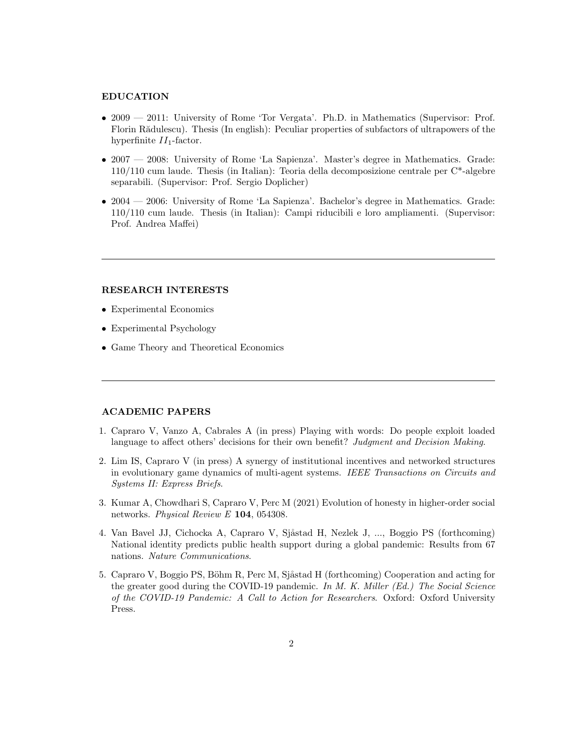## EDUCATION

- 2009 — 2011: University of Rome 'Tor Vergata'. Ph.D. in Mathematics (Supervisor: Prof. Florin Rădulescu). Thesis (In english): Peculiar properties of subfactors of ultrapowers of the hyperfinite $II_1$-factor.
- 2007 — 2008: University of Rome 'La Sapienza'. Master's degree in Mathematics. Grade: 110/110 cum laude. Thesis (in Italian): Teoria della decomposizione centrale per C*-algebre separabili. (Supervisor: Prof. Sergio Doplicher)
- 2004 — 2006: University of Rome 'La Sapienza'. Bachelor's degree in Mathematics. Grade: 110/110 cum laude. Thesis (in Italian): Campi riducibili e loro ampliamenti. (Supervisor: Prof. Andrea Maffei)

---

## RESEARCH INTERESTS

- Experimental Economics
- Experimental Psychology
- Game Theory and Theoretical Economics

---

## ACADEMIC PAPERS

1. Capraro V, Vanzo A, Cabrales A (in press) Playing with words: Do people exploit loaded language to affect others' decisions for their own benefit? *Judgment and Decision Making*.
2. Lim IS, Capraro V (in press) A synergy of institutional incentives and networked structures in evolutionary game dynamics of multi-agent systems. *IEEE Transactions on Circuits and Systems II: Express Briefs*.
3. Kumar A, Chowdhari S, Capraro V, Perc M (2021) Evolution of honesty in higher-order social networks. *Physical Review E* **104**, 054308.
4. Van Bavel JJ, Cichocka A, Capraro V, Sjåstad H, Nezlek J, ..., Boggio PS (forthcoming) National identity predicts public health support during a global pandemic: Results from 67 nations. *Nature Communications*.
5. Capraro V, Boggio PS, Böhm R, Perc M, Sjåstad H (forthcoming) Cooperation and acting for the greater good during the COVID-19 pandemic. *In M. K. Miller (Ed.) The Social Science of the COVID-19 Pandemic: A Call to Action for Researchers*. Oxford: Oxford University Press.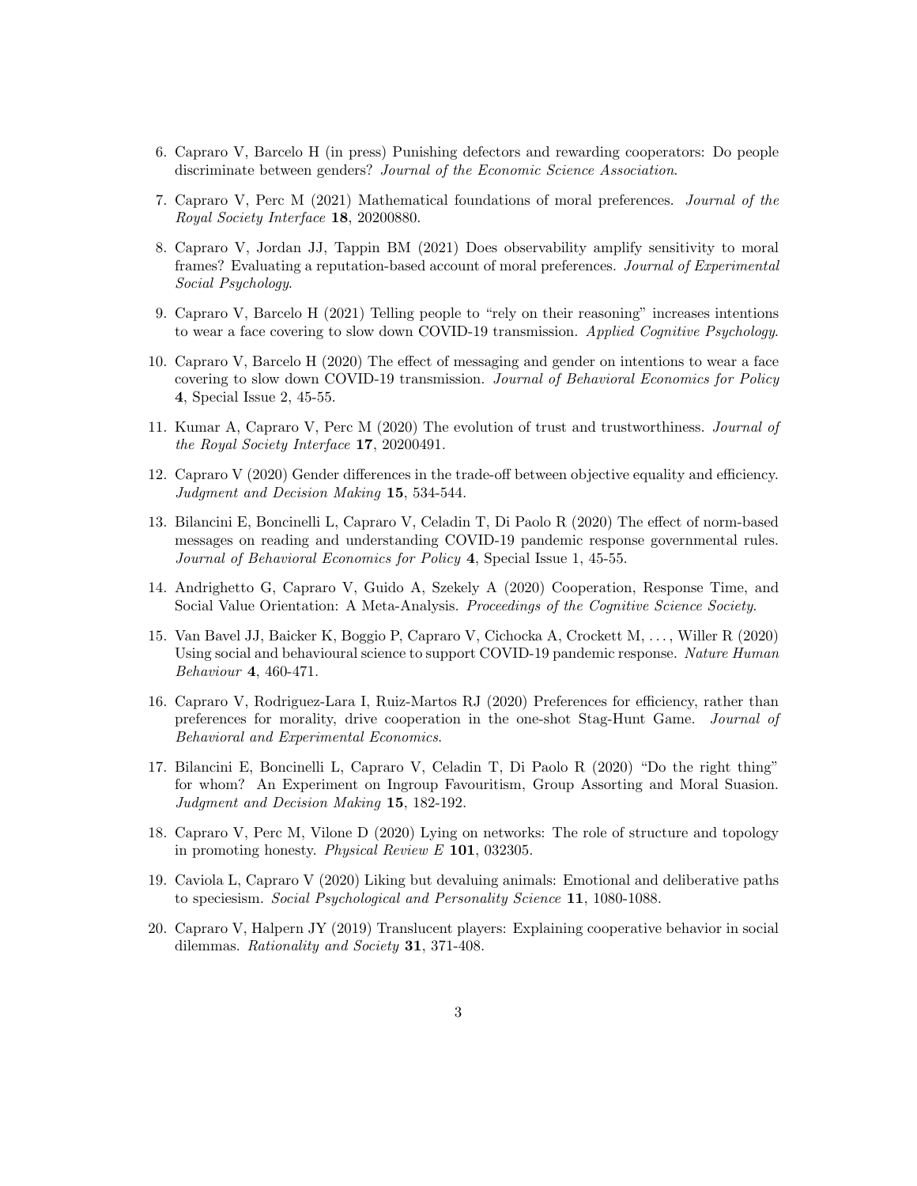6. Capraro V, Barcelo H (in press) Punishing defectors and rewarding cooperators: Do people discriminate between genders? *Journal of the Economic Science Association*.
7. Capraro V, Perc M (2021) Mathematical foundations of moral preferences. *Journal of the Royal Society Interface* **18**, 20200880.
8. Capraro V, Jordan JJ, Tappin BM (2021) Does observability amplify sensitivity to moral frames? Evaluating a reputation-based account of moral preferences. *Journal of Experimental Social Psychology*.
9. Capraro V, Barcelo H (2021) Telling people to "rely on their reasoning" increases intentions to wear a face covering to slow down COVID-19 transmission. *Applied Cognitive Psychology*.
10. Capraro V, Barcelo H (2020) The effect of messaging and gender on intentions to wear a face covering to slow down COVID-19 transmission. *Journal of Behavioral Economics for Policy* **4**, Special Issue 2, 45-55.
11. Kumar A, Capraro V, Perc M (2020) The evolution of trust and trustworthiness. *Journal of the Royal Society Interface* **17**, 20200491.
12. Capraro V (2020) Gender differences in the trade-off between objective equality and efficiency. *Judgment and Decision Making* **15**, 534-544.
13. Bilancini E, Boncinelli L, Capraro V, Celadin T, Di Paolo R (2020) The effect of norm-based messages on reading and understanding COVID-19 pandemic response governmental rules. *Journal of Behavioral Economics for Policy* **4**, Special Issue 1, 45-55.
14. Andrighetto G, Capraro V, Guido A, Szekely A (2020) Cooperation, Response Time, and Social Value Orientation: A Meta-Analysis. *Proceedings of the Cognitive Science Society*.
15. Van Bavel JJ, Baicker K, Boggio P, Capraro V, Cichocka A, Crockett M, . . . , Willer R (2020) Using social and behavioural science to support COVID-19 pandemic response. *Nature Human Behaviour* **4**, 460-471.
16. Capraro V, Rodriguez-Lara I, Ruiz-Martos RJ (2020) Preferences for efficiency, rather than preferences for morality, drive cooperation in the one-shot Stag-Hunt Game. *Journal of Behavioral and Experimental Economics*.
17. Bilancini E, Boncinelli L, Capraro V, Celadin T, Di Paolo R (2020) "Do the right thing" for whom? An Experiment on Ingroup Favouritism, Group Assorting and Moral Suasion. *Judgment and Decision Making* **15**, 182-192.
18. Capraro V, Perc M, Vilone D (2020) Lying on networks: The role of structure and topology in promoting honesty. *Physical Review E* **101**, 032305.
19. Caviola L, Capraro V (2020) Liking but devaluing animals: Emotional and deliberative paths to speciesism. *Social Psychological and Personality Science* **11**, 1080-1088.
20. Capraro V, Halpern JY (2019) Translucent players: Explaining cooperative behavior in social dilemmas. *Rationality and Society* **31**, 371-408.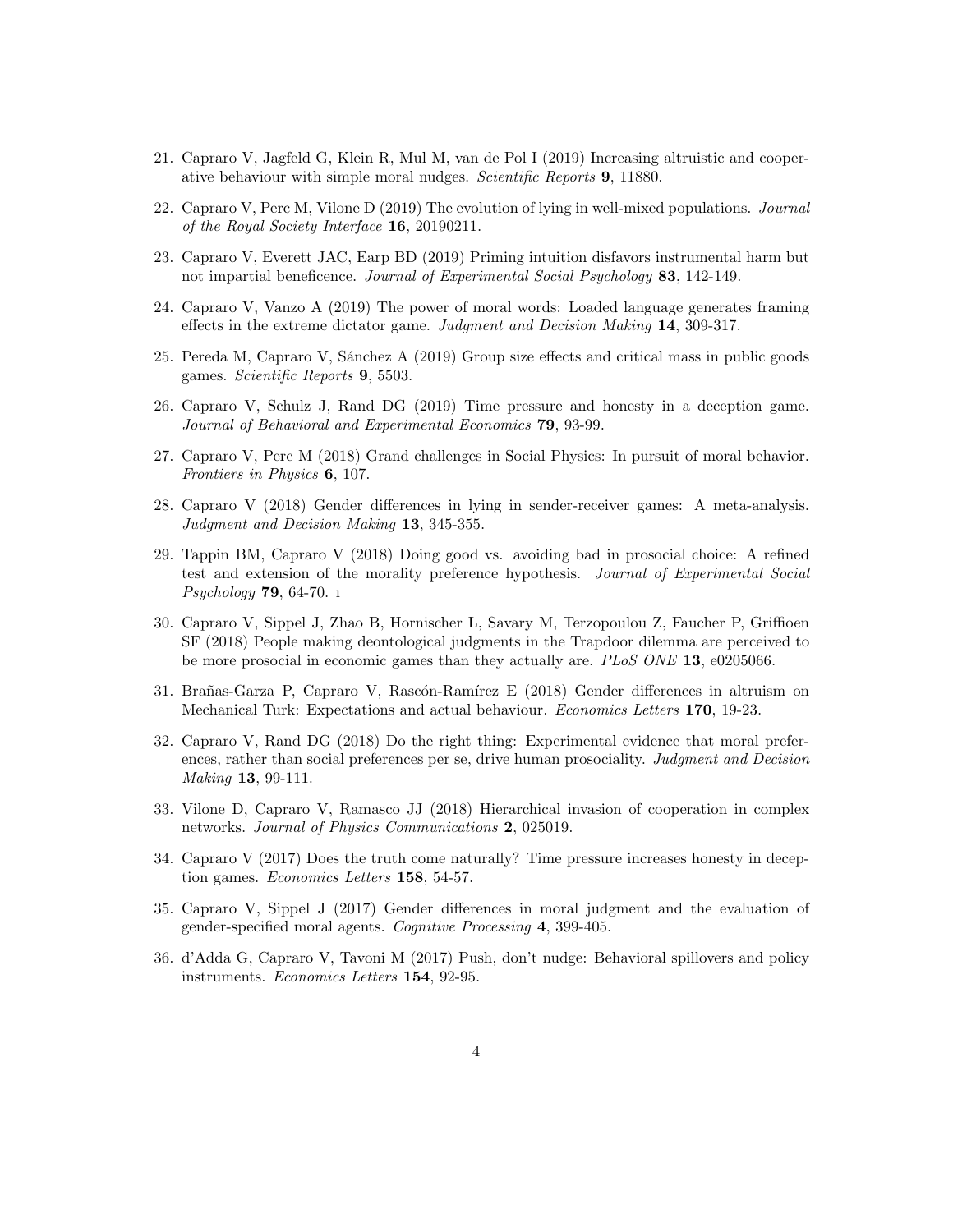21. Capraro V, Jagfeld G, Klein R, Mul M, van de Pol I (2019) Increasing altruistic and cooperative behaviour with simple moral nudges. *Scientific Reports* **9**, 11880.

22. Capraro V, Perc M, Vilone D (2019) The evolution of lying in well-mixed populations. *Journal of the Royal Society Interface* **16**, 20190211.

23. Capraro V, Everett JAC, Earp BD (2019) Priming intuition disfavors instrumental harm but not impartial beneficence. *Journal of Experimental Social Psychology* **83**, 142-149.

24. Capraro V, Vanzo A (2019) The power of moral words: Loaded language generates framing effects in the extreme dictator game. *Judgment and Decision Making* **14**, 309-317.

25. Pereda M, Capraro V, Sánchez A (2019) Group size effects and critical mass in public goods games. *Scientific Reports* **9**, 5503.

26. Capraro V, Schulz J, Rand DG (2019) Time pressure and honesty in a deception game. *Journal of Behavioral and Experimental Economics* **79**, 93-99.

27. Capraro V, Perc M (2018) Grand challenges in Social Physics: In pursuit of moral behavior. *Frontiers in Physics* **6**, 107.

28. Capraro V (2018) Gender differences in lying in sender-receiver games: A meta-analysis. *Judgment and Decision Making* **13**, 345-355.

29. Tappin BM, Capraro V (2018) Doing good vs. avoiding bad in prosocial choice: A refined test and extension of the morality preference hypothesis. *Journal of Experimental Social Psychology* **79**, 64-70. [1]

30. Capraro V, Sippel J, Zhao B, Hornischer L, Savary M, Terzopoulou Z, Faucher P, Griffioen SF (2018) People making deontological judgments in the Trapdoor dilemma are perceived to be more prosocial in economic games than they actually are. *PLoS ONE* **13**, e0205066.

31. Brañas-Garza P, Capraro V, Rascón-Ramírez E (2018) Gender differences in altruism on Mechanical Turk: Expectations and actual behaviour. *Economics Letters* **170**, 19-23.

32. Capraro V, Rand DG (2018) Do the right thing: Experimental evidence that moral preferences, rather than social preferences per se, drive human prosociality. *Judgment and Decision Making* **13**, 99-111.

33. Vilone D, Capraro V, Ramasco JJ (2018) Hierarchical invasion of cooperation in complex networks. *Journal of Physics Communications* **2**, 025019.

34. Capraro V (2017) Does the truth come naturally? Time pressure increases honesty in deception games. *Economics Letters* **158**, 54-57.

35. Capraro V, Sippel J (2017) Gender differences in moral judgment and the evaluation of gender-specified moral agents. *Cognitive Processing* **4**, 399-405.

36. d'Adda G, Capraro V, Tavoni M (2017) Push, don't nudge: Behavioral spillovers and policy instruments. *Economics Letters* **154**, 92-95.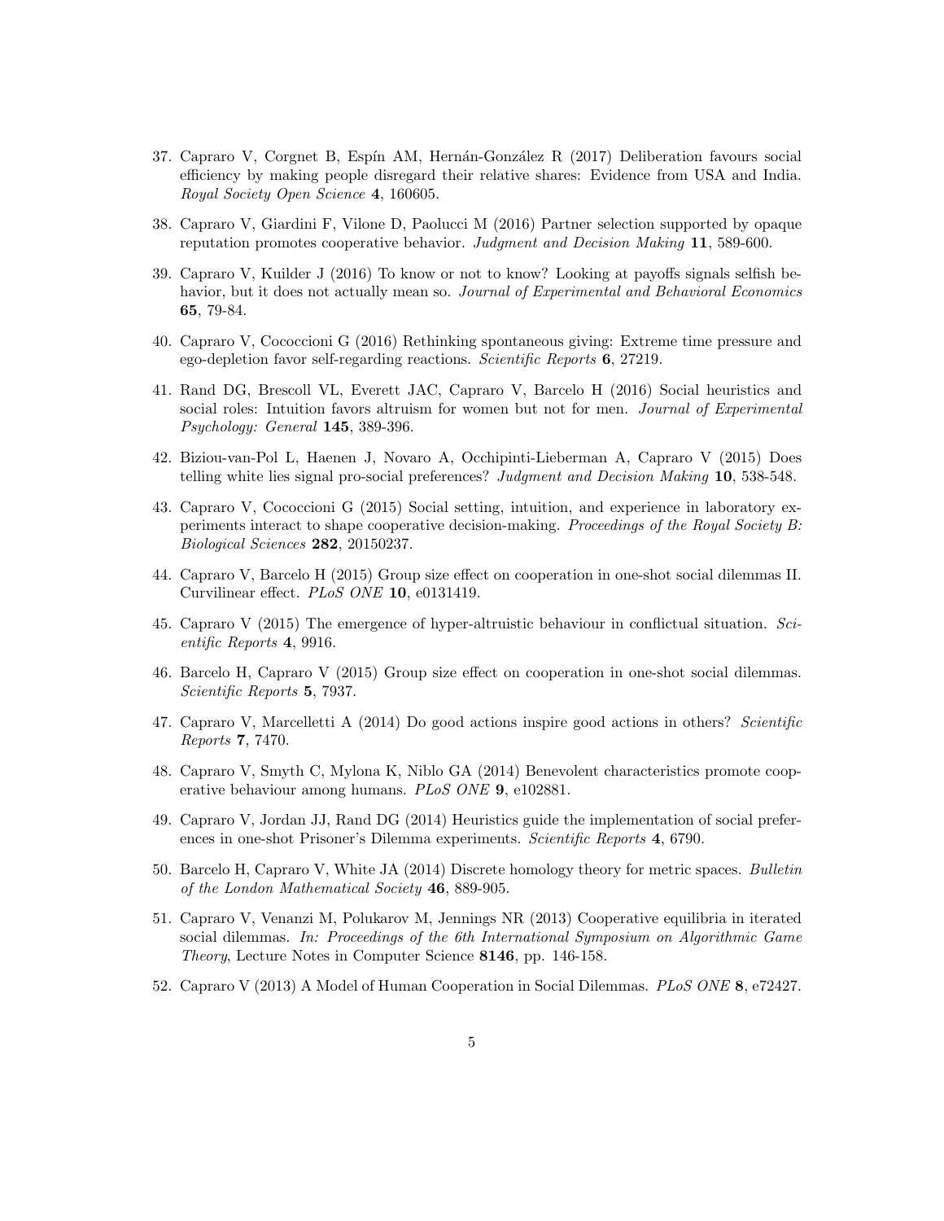37. Capraro V, Corgnet B, Espín AM, Hernán-González R (2017) Deliberation favours social efficiency by making people disregard their relative shares: Evidence from USA and India. *Royal Society Open Science* **4**, 160605.

38. Capraro V, Giardini F, Vilone D, Paolucci M (2016) Partner selection supported by opaque reputation promotes cooperative behavior. *Judgment and Decision Making* **11**, 589-600.

39. Capraro V, Kuilder J (2016) To know or not to know? Looking at payoffs signals selfish behavior, but it does not actually mean so. *Journal of Experimental and Behavioral Economics* **65**, 79-84.

40. Capraro V, Cococcioni G (2016) Rethinking spontaneous giving: Extreme time pressure and ego-depletion favor self-regarding reactions. *Scientific Reports* **6**, 27219.

41. Rand DG, Brescoll VL, Everett JAC, Capraro V, Barcelo H (2016) Social heuristics and social roles: Intuition favors altruism for women but not for men. *Journal of Experimental Psychology: General* **145**, 389-396.

42. Biziou-van-Pol L, Haenen J, Novaro A, Occhipinti-Lieberman A, Capraro V (2015) Does telling white lies signal pro-social preferences? *Judgment and Decision Making* **10**, 538-548.

43. Capraro V, Cococcioni G (2015) Social setting, intuition, and experience in laboratory experiments interact to shape cooperative decision-making. *Proceedings of the Royal Society B: Biological Sciences* **282**, 20150237.

44. Capraro V, Barcelo H (2015) Group size effect on cooperation in one-shot social dilemmas II. Curvilinear effect. *PLoS ONE* **10**, e0131419.

45. Capraro V (2015) The emergence of hyper-altruistic behaviour in conflictual situation. *Scientific Reports* **4**, 9916.

46. Barcelo H, Capraro V (2015) Group size effect on cooperation in one-shot social dilemmas. *Scientific Reports* **5**, 7937.

47. Capraro V, Marcelletti A (2014) Do good actions inspire good actions in others? *Scientific Reports* **7**, 7470.

48. Capraro V, Smyth C, Mylona K, Niblo GA (2014) Benevolent characteristics promote cooperative behaviour among humans. *PLoS ONE* **9**, e102881.

49. Capraro V, Jordan JJ, Rand DG (2014) Heuristics guide the implementation of social preferences in one-shot Prisoner's Dilemma experiments. *Scientific Reports* **4**, 6790.

50. Barcelo H, Capraro V, White JA (2014) Discrete homology theory for metric spaces. *Bulletin of the London Mathematical Society* **46**, 889-905.

51. Capraro V, Venanzi M, Polukarov M, Jennings NR (2013) Cooperative equilibria in iterated social dilemmas. *In: Proceedings of the 6th International Symposium on Algorithmic Game Theory*, Lecture Notes in Computer Science **8146**, pp. 146-158.

52. Capraro V (2013) A Model of Human Cooperation in Social Dilemmas. *PLoS ONE* **8**, e72427.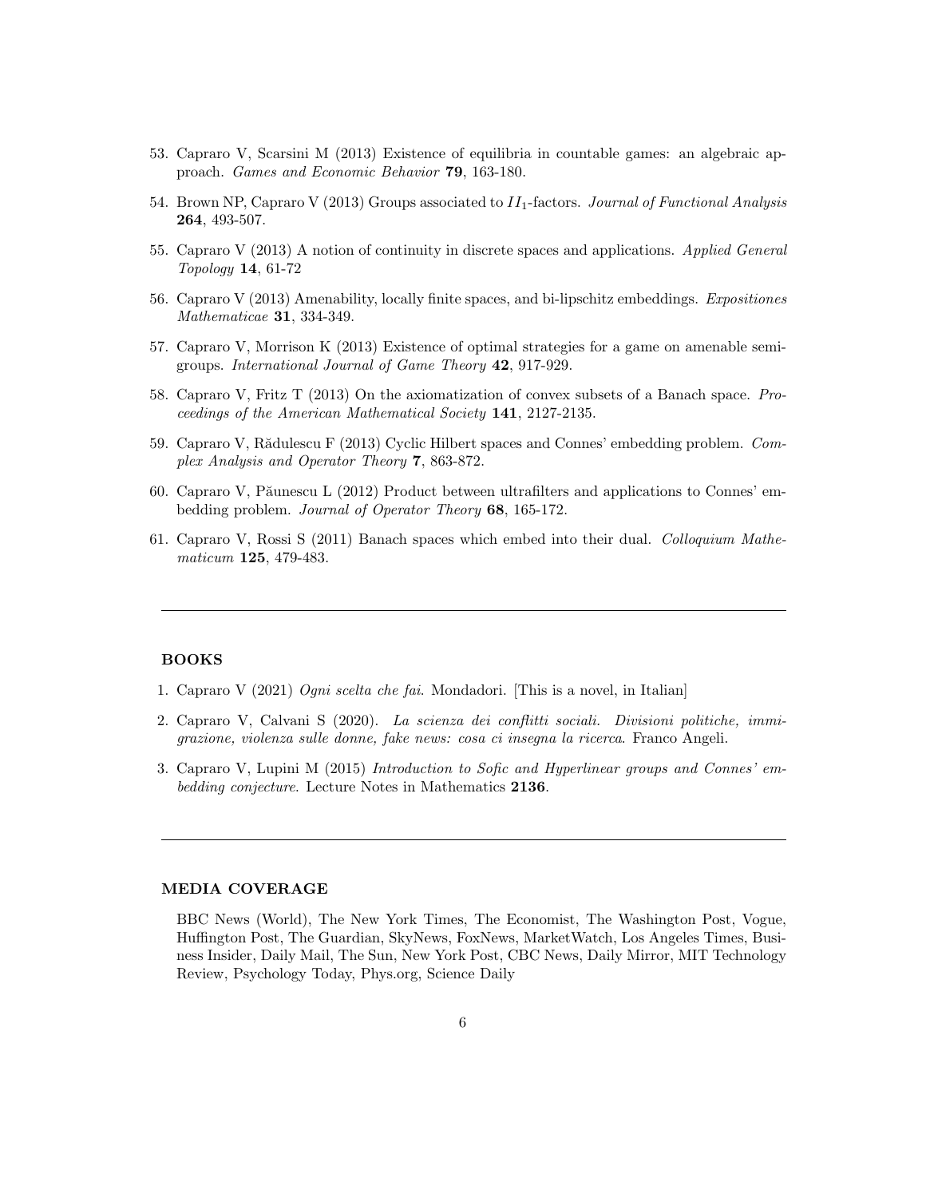53. Capraro V, Scarsini M (2013) Existence of equilibria in countable games: an algebraic approach. *Games and Economic Behavior* **79**, 163-180.

54. Brown NP, Capraro V (2013) Groups associated to $II_1$-factors. *Journal of Functional Analysis* **264**, 493-507.

55. Capraro V (2013) A notion of continuity in discrete spaces and applications. *Applied General Topology* **14**, 61-72

56. Capraro V (2013) Amenability, locally finite spaces, and bi-lipschitz embeddings. *Expositiones Mathematicae* **31**, 334-349.

57. Capraro V, Morrison K (2013) Existence of optimal strategies for a game on amenable semigroups. *International Journal of Game Theory* **42**, 917-929.

58. Capraro V, Fritz T (2013) On the axiomatization of convex subsets of a Banach space. *Proceedings of the American Mathematical Society* **141**, 2127-2135.

59. Capraro V, Rădulescu F (2013) Cyclic Hilbert spaces and Connes' embedding problem. *Complex Analysis and Operator Theory* **7**, 863-872.

60. Capraro V, Păunescu L (2012) Product between ultrafilters and applications to Connes' embedding problem. *Journal of Operator Theory* **68**, 165-172.

61. Capraro V, Rossi S (2011) Banach spaces which embed into their dual. *Colloquium Mathematicum* **125**, 479-483.

---

## BOOKS

1. Capraro V (2021) *Ogni scelta che fai*. Mondadori. [This is a novel, in Italian]

2. Capraro V, Calvani S (2020). *La scienza dei conflitti sociali. Divisioni politiche, immigrazione, violenza sulle donne, fake news: cosa ci insegna la ricerca*. Franco Angeli.

3. Capraro V, Lupini M (2015) *Introduction to Sofic and Hyperlinear groups and Connes' embedding conjecture*. Lecture Notes in Mathematics **2136**.

---

## MEDIA COVERAGE

BBC News (World), The New York Times, The Economist, The Washington Post, Vogue, Huffington Post, The Guardian, SkyNews, FoxNews, MarketWatch, Los Angeles Times, Business Insider, Daily Mail, The Sun, New York Post, CBC News, Daily Mirror, MIT Technology Review, Psychology Today, Phys.org, Science Daily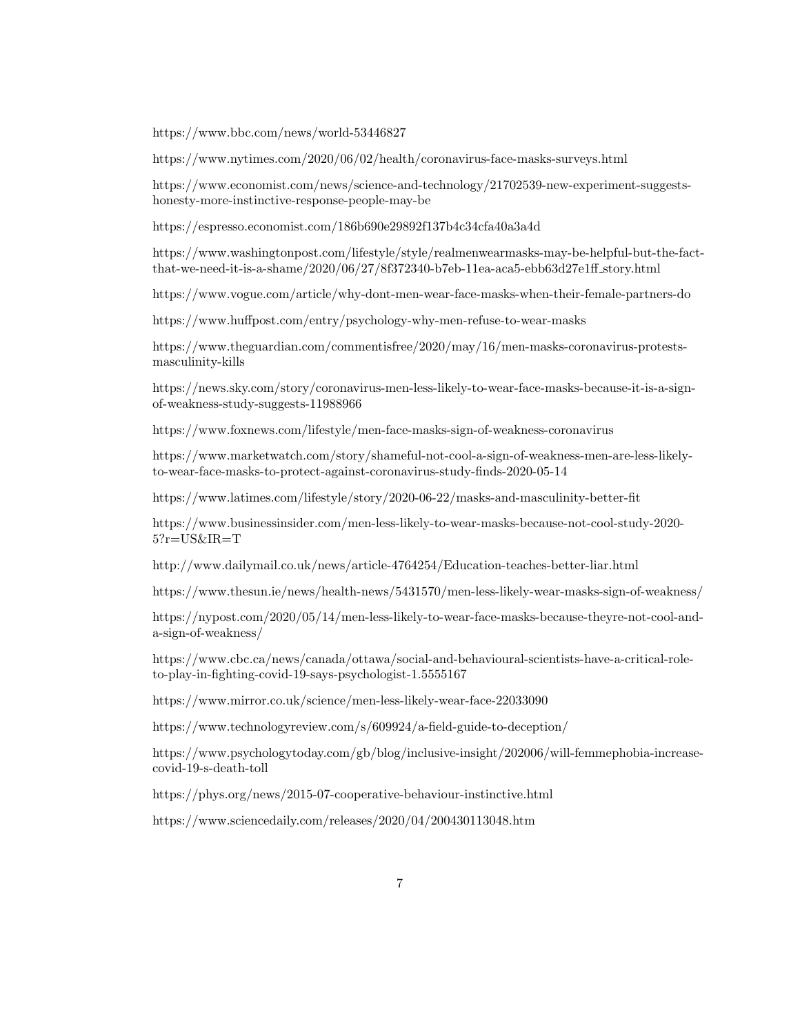https://www.bbc.com/news/world-53446827

https://www.nytimes.com/2020/06/02/health/coronavirus-face-masks-surveys.html

https://www.economist.com/news/science-and-technology/21702539-new-experiment-suggests-honesty-more-instinctive-response-people-may-be

https://espresso.economist.com/186b690e29892f137b4c34cfa40a3a4d

https://www.washingtonpost.com/lifestyle/style/realmenwearmasks-may-be-helpful-but-the-fact-that-we-need-it-is-a-shame/2020/06/27/8f372340-b7eb-11ea-aca5-ebb63d27e1ff_story.html

https://www.vogue.com/article/why-dont-men-wear-face-masks-when-their-female-partners-do

https://www.huffpost.com/entry/psychology-why-men-refuse-to-wear-masks

https://www.theguardian.com/commentisfree/2020/may/16/men-masks-coronavirus-protests-masculinity-kills

https://news.sky.com/story/coronavirus-men-less-likely-to-wear-face-masks-because-it-is-a-sign-of-weakness-study-suggests-11988966

https://www.foxnews.com/lifestyle/men-face-masks-sign-of-weakness-coronavirus

https://www.marketwatch.com/story/shameful-not-cool-a-sign-of-weakness-men-are-less-likely-to-wear-face-masks-to-protect-against-coronavirus-study-finds-2020-05-14

https://www.latimes.com/lifestyle/story/2020-06-22/masks-and-masculinity-better-fit

https://www.businessinsider.com/men-less-likely-to-wear-masks-because-not-cool-study-2020-5?r=US&IR=T

http://www.dailymail.co.uk/news/article-4764254/Education-teaches-better-liar.html

https://www.thesun.ie/news/health-news/5431570/men-less-likely-wear-masks-sign-of-weakness/

https://nypost.com/2020/05/14/men-less-likely-to-wear-face-masks-because-theyre-not-cool-and-a-sign-of-weakness/

https://www.cbc.ca/news/canada/ottawa/social-and-behavioural-scientists-have-a-critical-role-to-play-in-fighting-covid-19-says-psychologist-1.5555167

https://www.mirror.co.uk/science/men-less-likely-wear-face-22033090

https://www.technologyreview.com/s/609924/a-field-guide-to-deception/

https://www.psychologytoday.com/gb/blog/inclusive-insight/202006/will-femmephobia-increase-covid-19-s-death-toll

https://phys.org/news/2015-07-cooperative-behaviour-instinctive.html

https://www.sciencedaily.com/releases/2020/04/200430113048.htm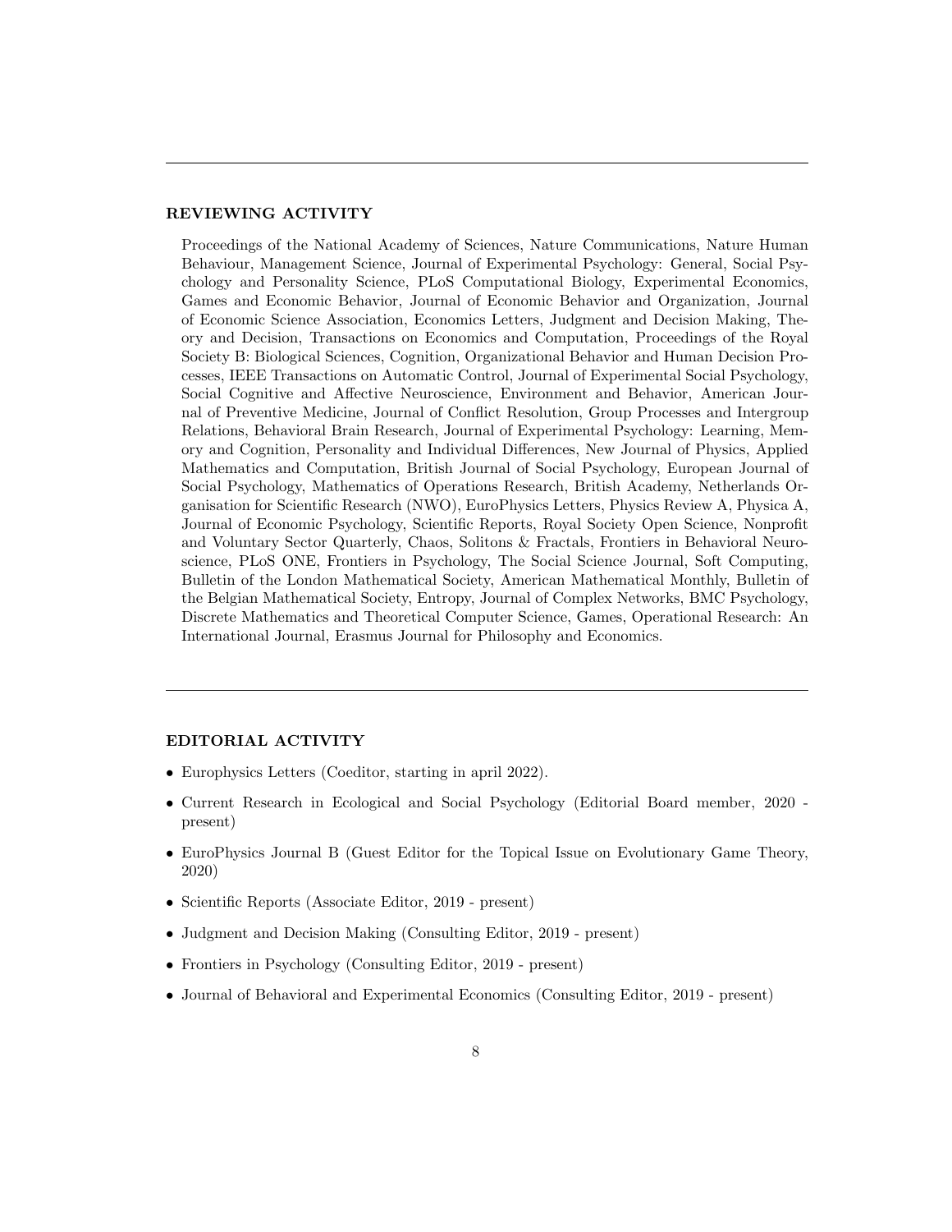---

## REVIEWING ACTIVITY

Proceedings of the National Academy of Sciences, Nature Communications, Nature Human Behaviour, Management Science, Journal of Experimental Psychology: General, Social Psychology and Personality Science, PLoS Computational Biology, Experimental Economics, Games and Economic Behavior, Journal of Economic Behavior and Organization, Journal of Economic Science Association, Economics Letters, Judgment and Decision Making, Theory and Decision, Transactions on Economics and Computation, Proceedings of the Royal Society B: Biological Sciences, Cognition, Organizational Behavior and Human Decision Processes, IEEE Transactions on Automatic Control, Journal of Experimental Social Psychology, Social Cognitive and Affective Neuroscience, Environment and Behavior, American Journal of Preventive Medicine, Journal of Conflict Resolution, Group Processes and Intergroup Relations, Behavioral Brain Research, Journal of Experimental Psychology: Learning, Memory and Cognition, Personality and Individual Differences, New Journal of Physics, Applied Mathematics and Computation, British Journal of Social Psychology, European Journal of Social Psychology, Mathematics of Operations Research, British Academy, Netherlands Organisation for Scientific Research (NWO), EuroPhysics Letters, Physics Review A, Physica A, Journal of Economic Psychology, Scientific Reports, Royal Society Open Science, Nonprofit and Voluntary Sector Quarterly, Chaos, Solitons & Fractals, Frontiers in Behavioral Neuroscience, PLoS ONE, Frontiers in Psychology, The Social Science Journal, Soft Computing, Bulletin of the London Mathematical Society, American Mathematical Monthly, Bulletin of the Belgian Mathematical Society, Entropy, Journal of Complex Networks, BMC Psychology, Discrete Mathematics and Theoretical Computer Science, Games, Operational Research: An International Journal, Erasmus Journal for Philosophy and Economics.

---

## EDITORIAL ACTIVITY

- Europhysics Letters (Coeditor, starting in april 2022).
- Current Research in Ecological and Social Psychology (Editorial Board member, 2020 - present)
- EuroPhysics Journal B (Guest Editor for the Topical Issue on Evolutionary Game Theory, 2020)
- Scientific Reports (Associate Editor, 2019 - present)
- Judgment and Decision Making (Consulting Editor, 2019 - present)
- Frontiers in Psychology (Consulting Editor, 2019 - present)
- Journal of Behavioral and Experimental Economics (Consulting Editor, 2019 - present)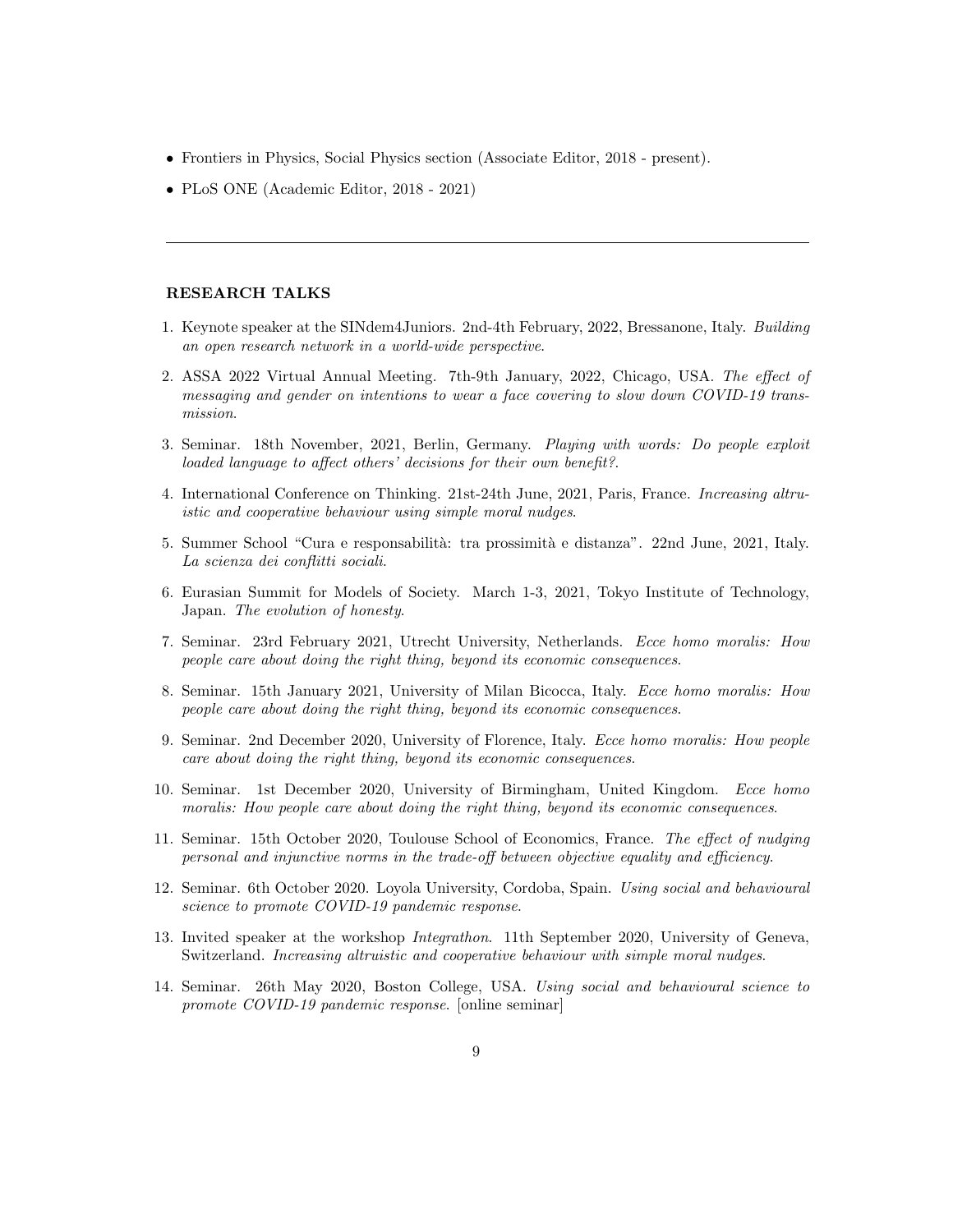- Frontiers in Physics, Social Physics section (Associate Editor, 2018 - present).
- PLoS ONE (Academic Editor, 2018 - 2021)

---

### RESEARCH TALKS

1. Keynote speaker at the SINdem4Juniors. 2nd-4th February, 2022, Bressanone, Italy. *Building an open research network in a world-wide perspective.*
2. ASSA 2022 Virtual Annual Meeting. 7th-9th January, 2022, Chicago, USA. *The effect of messaging and gender on intentions to wear a face covering to slow down COVID-19 transmission.*
3. Seminar. 18th November, 2021, Berlin, Germany. *Playing with words: Do people exploit loaded language to affect others' decisions for their own benefit?.*
4. International Conference on Thinking. 21st-24th June, 2021, Paris, France. *Increasing altruistic and cooperative behaviour using simple moral nudges.*
5. Summer School "Cura e responsabilità: tra prossimità e distanza". 22nd June, 2021, Italy. *La scienza dei conflitti sociali.*
6. Eurasian Summit for Models of Society. March 1-3, 2021, Tokyo Institute of Technology, Japan. *The evolution of honesty.*
7. Seminar. 23rd February 2021, Utrecht University, Netherlands. *Ecce homo moralis: How people care about doing the right thing, beyond its economic consequences.*
8. Seminar. 15th January 2021, University of Milan Bicocca, Italy. *Ecce homo moralis: How people care about doing the right thing, beyond its economic consequences.*
9. Seminar. 2nd December 2020, University of Florence, Italy. *Ecce homo moralis: How people care about doing the right thing, beyond its economic consequences.*
10. Seminar. 1st December 2020, University of Birmingham, United Kingdom. *Ecce homo moralis: How people care about doing the right thing, beyond its economic consequences.*
11. Seminar. 15th October 2020, Toulouse School of Economics, France. *The effect of nudging personal and injunctive norms in the trade-off between objective equality and efficiency.*
12. Seminar. 6th October 2020. Loyola University, Cordoba, Spain. *Using social and behavioural science to promote COVID-19 pandemic response.*
13. Invited speaker at the workshop *Integrathon*. 11th September 2020, University of Geneva, Switzerland. *Increasing altruistic and cooperative behaviour with simple moral nudges.*
14. Seminar. 26th May 2020, Boston College, USA. *Using social and behavioural science to promote COVID-19 pandemic response.* [online seminar]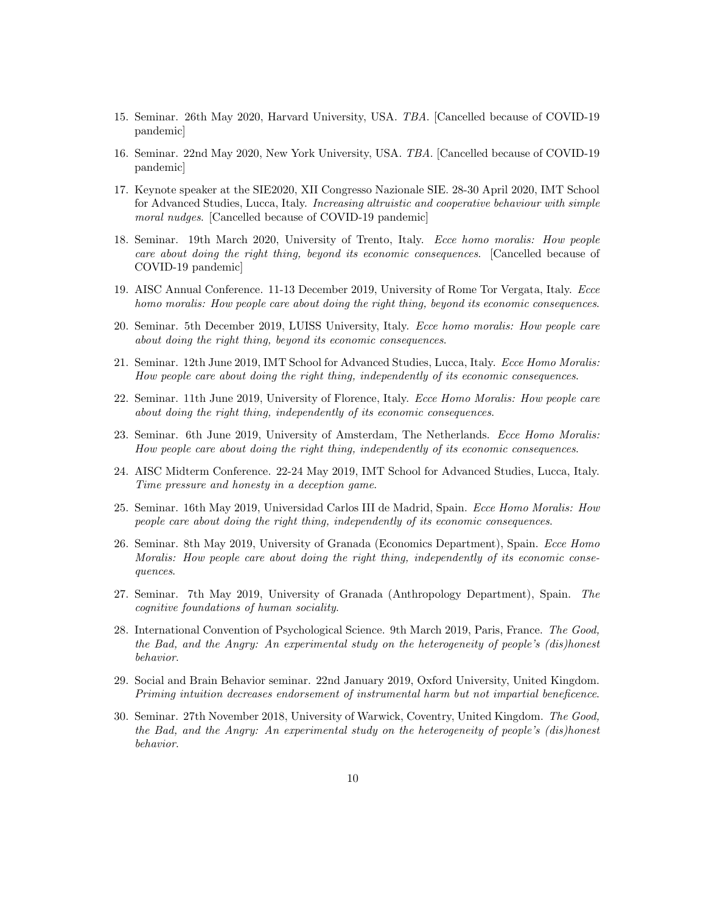15. Seminar. 26th May 2020, Harvard University, USA. *TBA*. [Cancelled because of COVID-19 pandemic]

16. Seminar. 22nd May 2020, New York University, USA. *TBA*. [Cancelled because of COVID-19 pandemic]

17. Keynote speaker at the SIE2020, XII Congresso Nazionale SIE. 28-30 April 2020, IMT School for Advanced Studies, Lucca, Italy. *Increasing altruistic and cooperative behaviour with simple moral nudges*. [Cancelled because of COVID-19 pandemic]

18. Seminar. 19th March 2020, University of Trento, Italy. *Ecce homo moralis: How people care about doing the right thing, beyond its economic consequences*. [Cancelled because of COVID-19 pandemic]

19. AISC Annual Conference. 11-13 December 2019, University of Rome Tor Vergata, Italy. *Ecce homo moralis: How people care about doing the right thing, beyond its economic consequences*.

20. Seminar. 5th December 2019, LUISS University, Italy. *Ecce homo moralis: How people care about doing the right thing, beyond its economic consequences*.

21. Seminar. 12th June 2019, IMT School for Advanced Studies, Lucca, Italy. *Ecce Homo Moralis: How people care about doing the right thing, independently of its economic consequences.*

22. Seminar. 11th June 2019, University of Florence, Italy. *Ecce Homo Moralis: How people care about doing the right thing, independently of its economic consequences.*

23. Seminar. 6th June 2019, University of Amsterdam, The Netherlands. *Ecce Homo Moralis: How people care about doing the right thing, independently of its economic consequences.*

24. AISC Midterm Conference. 22-24 May 2019, IMT School for Advanced Studies, Lucca, Italy. *Time pressure and honesty in a deception game*.

25. Seminar. 16th May 2019, Universidad Carlos III de Madrid, Spain. *Ecce Homo Moralis: How people care about doing the right thing, independently of its economic consequences.*

26. Seminar. 8th May 2019, University of Granada (Economics Department), Spain. *Ecce Homo Moralis: How people care about doing the right thing, independently of its economic consequences*.

27. Seminar. 7th May 2019, University of Granada (Anthropology Department), Spain. *The cognitive foundations of human sociality.*

28. International Convention of Psychological Science. 9th March 2019, Paris, France. *The Good, the Bad, and the Angry: An experimental study on the heterogeneity of people's (dis)honest behavior*.

29. Social and Brain Behavior seminar. 22nd January 2019, Oxford University, United Kingdom. *Priming intuition decreases endorsement of instrumental harm but not impartial beneficence*.

30. Seminar. 27th November 2018, University of Warwick, Coventry, United Kingdom. *The Good, the Bad, and the Angry: An experimental study on the heterogeneity of people's (dis)honest behavior.*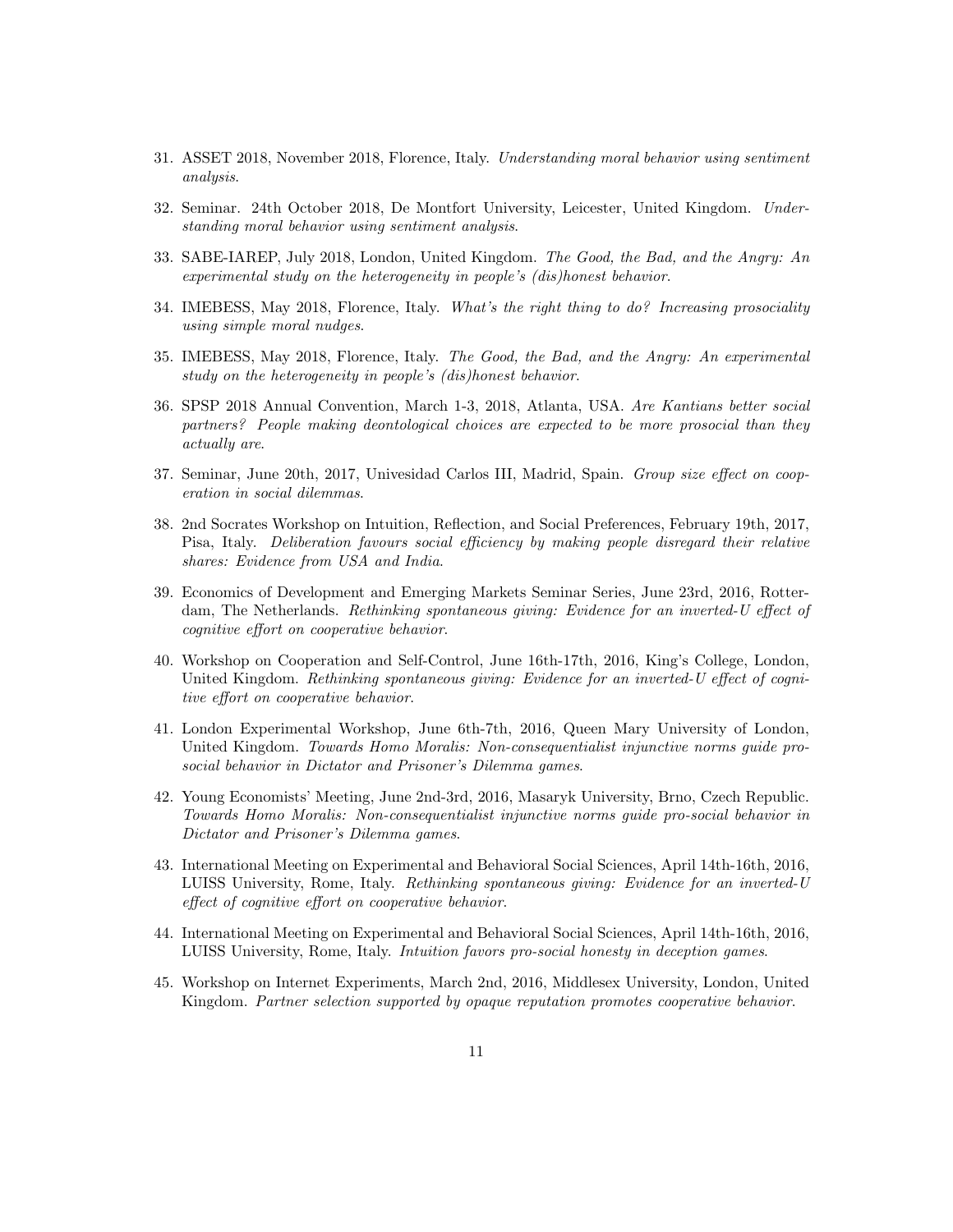31. ASSET 2018, November 2018, Florence, Italy. *Understanding moral behavior using sentiment analysis*.

32. Seminar. 24th October 2018, De Montfort University, Leicester, United Kingdom. *Understanding moral behavior using sentiment analysis*.

33. SABE-IAREP, July 2018, London, United Kingdom. *The Good, the Bad, and the Angry: An experimental study on the heterogeneity in people's (dis)honest behavior*.

34. IMEBESS, May 2018, Florence, Italy. *What's the right thing to do? Increasing prosociality using simple moral nudges*.

35. IMEBESS, May 2018, Florence, Italy. *The Good, the Bad, and the Angry: An experimental study on the heterogeneity in people's (dis)honest behavior*.

36. SPSP 2018 Annual Convention, March 1-3, 2018, Atlanta, USA. *Are Kantians better social partners? People making deontological choices are expected to be more prosocial than they actually are*.

37. Seminar, June 20th, 2017, Univesidad Carlos III, Madrid, Spain. *Group size effect on cooperation in social dilemmas*.

38. 2nd Socrates Workshop on Intuition, Reflection, and Social Preferences, February 19th, 2017, Pisa, Italy. *Deliberation favours social efficiency by making people disregard their relative shares: Evidence from USA and India*.

39. Economics of Development and Emerging Markets Seminar Series, June 23rd, 2016, Rotterdam, The Netherlands. *Rethinking spontaneous giving: Evidence for an inverted-U effect of cognitive effort on cooperative behavior*.

40. Workshop on Cooperation and Self-Control, June 16th-17th, 2016, King's College, London, United Kingdom. *Rethinking spontaneous giving: Evidence for an inverted-U effect of cognitive effort on cooperative behavior*.

41. London Experimental Workshop, June 6th-7th, 2016, Queen Mary University of London, United Kingdom. *Towards Homo Moralis: Non-consequentialist injunctive norms guide prosocial behavior in Dictator and Prisoner's Dilemma games*.

42. Young Economists' Meeting, June 2nd-3rd, 2016, Masaryk University, Brno, Czech Republic. *Towards Homo Moralis: Non-consequentialist injunctive norms guide pro-social behavior in Dictator and Prisoner's Dilemma games*.

43. International Meeting on Experimental and Behavioral Social Sciences, April 14th-16th, 2016, LUISS University, Rome, Italy. *Rethinking spontaneous giving: Evidence for an inverted-U effect of cognitive effort on cooperative behavior*.

44. International Meeting on Experimental and Behavioral Social Sciences, April 14th-16th, 2016, LUISS University, Rome, Italy. *Intuition favors pro-social honesty in deception games*.

45. Workshop on Internet Experiments, March 2nd, 2016, Middlesex University, London, United Kingdom. *Partner selection supported by opaque reputation promotes cooperative behavior*.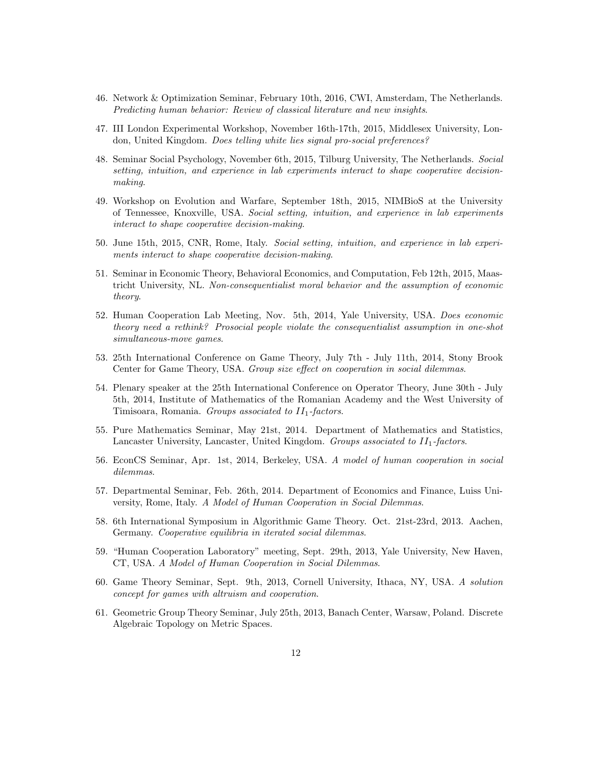46. Network & Optimization Seminar, February 10th, 2016, CWI, Amsterdam, The Netherlands. *Predicting human behavior: Review of classical literature and new insights*.

47. III London Experimental Workshop, November 16th-17th, 2015, Middlesex University, London, United Kingdom. *Does telling white lies signal pro-social preferences?*

48. Seminar Social Psychology, November 6th, 2015, Tilburg University, The Netherlands. *Social setting, intuition, and experience in lab experiments interact to shape cooperative decision-making*.

49. Workshop on Evolution and Warfare, September 18th, 2015, NIMBioS at the University of Tennessee, Knoxville, USA. *Social setting, intuition, and experience in lab experiments interact to shape cooperative decision-making*.

50. June 15th, 2015, CNR, Rome, Italy. *Social setting, intuition, and experience in lab experiments interact to shape cooperative decision-making*.

51. Seminar in Economic Theory, Behavioral Economics, and Computation, Feb 12th, 2015, Maastricht University, NL. *Non-consequentialist moral behavior and the assumption of economic theory*.

52. Human Cooperation Lab Meeting, Nov. 5th, 2014, Yale University, USA. *Does economic theory need a rethink? Prosocial people violate the consequentialist assumption in one-shot simultaneous-move games*.

53. 25th International Conference on Game Theory, July 7th - July 11th, 2014, Stony Brook Center for Game Theory, USA. *Group size effect on cooperation in social dilemmas*.

54. Plenary speaker at the 25th International Conference on Operator Theory, June 30th - July 5th, 2014, Institute of Mathematics of the Romanian Academy and the West University of Timisoara, Romania. *Groups associated to $II_1$-factors*.

55. Pure Mathematics Seminar, May 21st, 2014. Department of Mathematics and Statistics, Lancaster University, Lancaster, United Kingdom. *Groups associated to $II_1$-factors*.

56. EconCS Seminar, Apr. 1st, 2014, Berkeley, USA. *A model of human cooperation in social dilemmas*.

57. Departmental Seminar, Feb. 26th, 2014. Department of Economics and Finance, Luiss University, Rome, Italy. *A Model of Human Cooperation in Social Dilemmas*.

58. 6th International Symposium in Algorithmic Game Theory. Oct. 21st-23rd, 2013. Aachen, Germany. *Cooperative equilibria in iterated social dilemmas*.

59. "Human Cooperation Laboratory" meeting, Sept. 29th, 2013, Yale University, New Haven, CT, USA. *A Model of Human Cooperation in Social Dilemmas*.

60. Game Theory Seminar, Sept. 9th, 2013, Cornell University, Ithaca, NY, USA. *A solution concept for games with altruism and cooperation*.

61. Geometric Group Theory Seminar, July 25th, 2013, Banach Center, Warsaw, Poland. Discrete Algebraic Topology on Metric Spaces.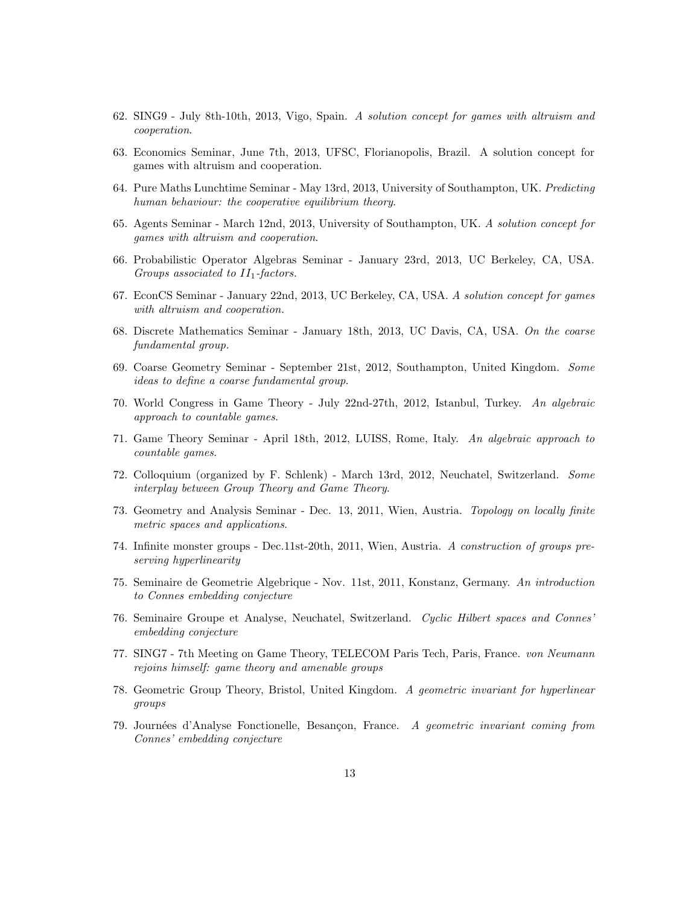62. SING9 - July 8th-10th, 2013, Vigo, Spain. *A solution concept for games with altruism and cooperation*.

63. Economics Seminar, June 7th, 2013, UFSC, Florianopolis, Brazil. A solution concept for games with altruism and cooperation.

64. Pure Maths Lunchtime Seminar - May 13rd, 2013, University of Southampton, UK. *Predicting human behaviour: the cooperative equilibrium theory.*

65. Agents Seminar - March 12nd, 2013, University of Southampton, UK. *A solution concept for games with altruism and cooperation*.

66. Probabilistic Operator Algebras Seminar - January 23rd, 2013, UC Berkeley, CA, USA. *Groups associated to $II_1$-factors.*

67. EconCS Seminar - January 22nd, 2013, UC Berkeley, CA, USA. *A solution concept for games with altruism and cooperation.*

68. Discrete Mathematics Seminar - January 18th, 2013, UC Davis, CA, USA. *On the coarse fundamental group*.

69. Coarse Geometry Seminar - September 21st, 2012, Southampton, United Kingdom. *Some ideas to define a coarse fundamental group*.

70. World Congress in Game Theory - July 22nd-27th, 2012, Istanbul, Turkey. *An algebraic approach to countable games*.

71. Game Theory Seminar - April 18th, 2012, LUISS, Rome, Italy. *An algebraic approach to countable games*.

72. Colloquium (organized by F. Schlenk) - March 13rd, 2012, Neuchatel, Switzerland. *Some interplay between Group Theory and Game Theory*.

73. Geometry and Analysis Seminar - Dec. 13, 2011, Wien, Austria. *Topology on locally finite metric spaces and applications*.

74. Infinite monster groups - Dec.11st-20th, 2011, Wien, Austria. *A construction of groups preserving hyperlinearity*

75. Seminaire de Geometrie Algebrique - Nov. 11st, 2011, Konstanz, Germany. *An introduction to Connes embedding conjecture*

76. Seminaire Groupe et Analyse, Neuchatel, Switzerland. *Cyclic Hilbert spaces and Connes' embedding conjecture*

77. SING7 - 7th Meeting on Game Theory, TELECOM Paris Tech, Paris, France. *von Neumann rejoins himself: game theory and amenable groups*

78. Geometric Group Theory, Bristol, United Kingdom. *A geometric invariant for hyperlinear groups*

79. Journées d'Analyse Fonctionelle, Besançon, France. *A geometric invariant coming from Connes' embedding conjecture*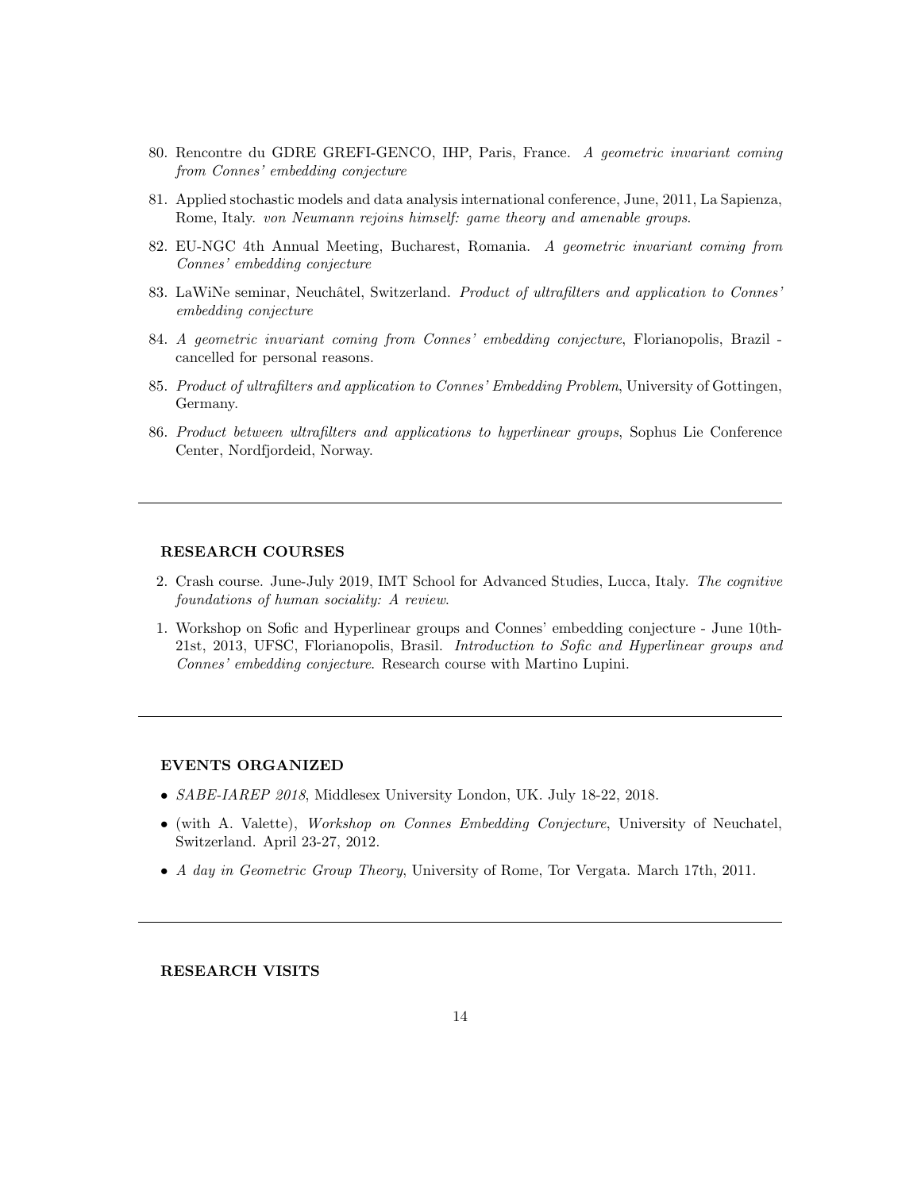80. Rencontre du GDRE GREFI-GENCO, IHP, Paris, France. *A geometric invariant coming from Connes' embedding conjecture*

81. Applied stochastic models and data analysis international conference, June, 2011, La Sapienza, Rome, Italy. *von Neumann rejoins himself: game theory and amenable groups*.

82. EU-NGC 4th Annual Meeting, Bucharest, Romania. *A geometric invariant coming from Connes' embedding conjecture*

83. LaWiNe seminar, Neuchâtel, Switzerland. *Product of ultrafilters and application to Connes' embedding conjecture*

84. *A geometric invariant coming from Connes' embedding conjecture*, Florianopolis, Brazil - cancelled for personal reasons.

85. *Product of ultrafilters and application to Connes' Embedding Problem*, University of Gottingen, Germany.

86. *Product between ultrafilters and applications to hyperlinear groups*, Sophus Lie Conference Center, Nordfjordeid, Norway.

---

**RESEARCH COURSES**

2. Crash course. June-July 2019, IMT School for Advanced Studies, Lucca, Italy. *The cognitive foundations of human sociality: A review*.

1. Workshop on Sofic and Hyperlinear groups and Connes' embedding conjecture - June 10th-21st, 2013, UFSC, Florianopolis, Brasil. *Introduction to Sofic and Hyperlinear groups and Connes' embedding conjecture*. Research course with Martino Lupini.

---

**EVENTS ORGANIZED**

- *SABE-IAREP 2018*, Middlesex University London, UK. July 18-22, 2018.
- (with A. Valette), *Workshop on Connes Embedding Conjecture*, University of Neuchatel, Switzerland. April 23-27, 2012.
- *A day in Geometric Group Theory*, University of Rome, Tor Vergata. March 17th, 2011.

---

**RESEARCH VISITS**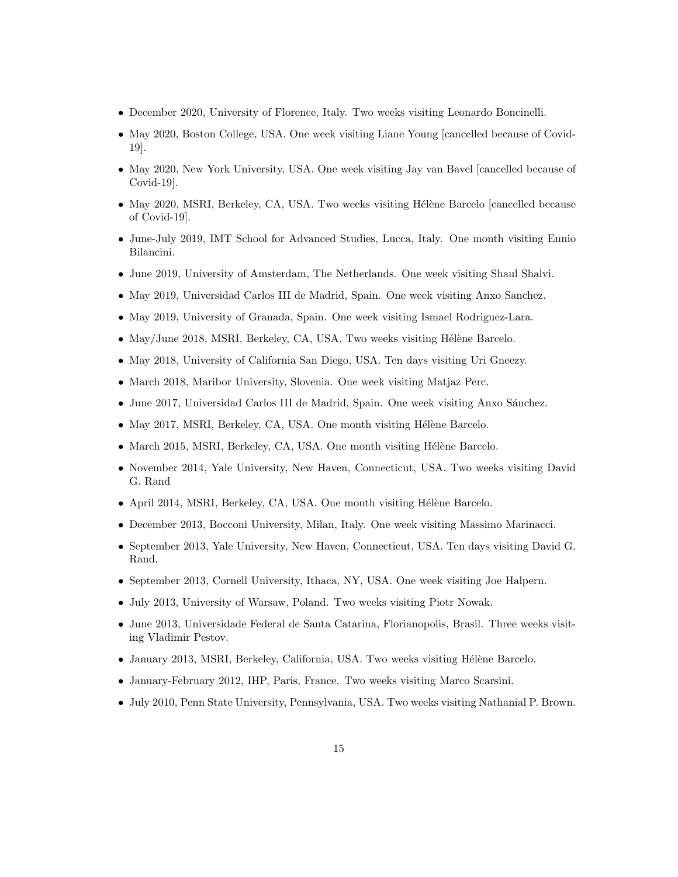- December 2020, University of Florence, Italy. Two weeks visiting Leonardo Boncinelli.
- May 2020, Boston College, USA. One week visiting Liane Young [cancelled because of Covid-19].
- May 2020, New York University, USA. One week visiting Jay van Bavel [cancelled because of Covid-19].
- May 2020, MSRI, Berkeley, CA, USA. Two weeks visiting Hélène Barcelo [cancelled because of Covid-19].
- June-July 2019, IMT School for Advanced Studies, Lucca, Italy. One month visiting Ennio Bilancini.
- June 2019, University of Amsterdam, The Netherlands. One week visiting Shaul Shalvi.
- May 2019, Universidad Carlos III de Madrid, Spain. One week visiting Anxo Sanchez.
- May 2019, University of Granada, Spain. One week visiting Ismael Rodriguez-Lara.
- May/June 2018, MSRI, Berkeley, CA, USA. Two weeks visiting Hélène Barcelo.
- May 2018, University of California San Diego, USA. Ten days visiting Uri Gneezy.
- March 2018, Maribor University, Slovenia. One week visiting Matjaz Perc.
- June 2017, Universidad Carlos III de Madrid, Spain. One week visiting Anxo Sánchez.
- May 2017, MSRI, Berkeley, CA, USA. One month visiting Hélène Barcelo.
- March 2015, MSRI, Berkeley, CA, USA. One month visiting Hélène Barcelo.
- November 2014, Yale University, New Haven, Connecticut, USA. Two weeks visiting David G. Rand
- April 2014, MSRI, Berkeley, CA, USA. One month visiting Hélène Barcelo.
- December 2013, Bocconi University, Milan, Italy. One week visiting Massimo Marinacci.
- September 2013, Yale University, New Haven, Connecticut, USA. Ten days visiting David G. Rand.
- September 2013, Cornell University, Ithaca, NY, USA. One week visiting Joe Halpern.
- July 2013, University of Warsaw, Poland. Two weeks visiting Piotr Nowak.
- June 2013, Universidade Federal de Santa Catarina, Florianopolis, Brasil. Three weeks visiting Vladimir Pestov.
- January 2013, MSRI, Berkeley, California, USA. Two weeks visiting Hélène Barcelo.
- January-February 2012, IHP, Paris, France. Two weeks visiting Marco Scarsini.
- July 2010, Penn State University, Pennsylvania, USA. Two weeks visiting Nathanial P. Brown.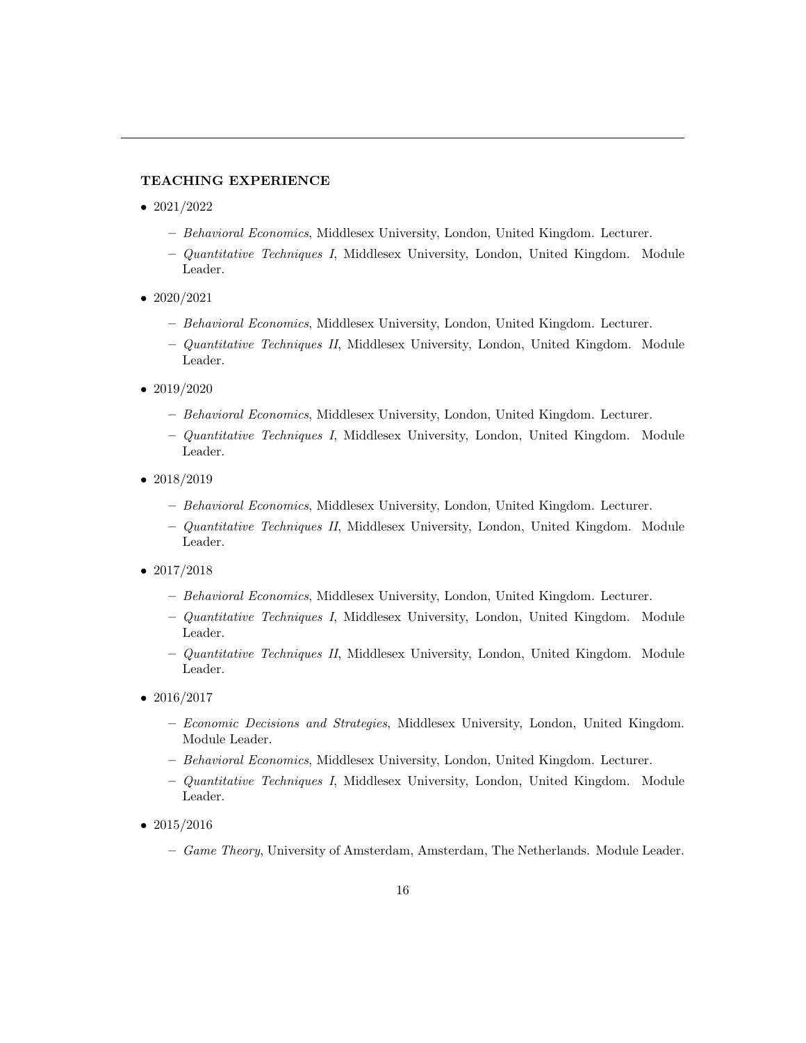## TEACHING EXPERIENCE

- 2021/2022
  - *Behavioral Economics*, Middlesex University, London, United Kingdom. Lecturer.
  - *Quantitative Techniques I*, Middlesex University, London, United Kingdom. Module Leader.
- 2020/2021
  - *Behavioral Economics*, Middlesex University, London, United Kingdom. Lecturer.
  - *Quantitative Techniques II*, Middlesex University, London, United Kingdom. Module Leader.
- 2019/2020
  - *Behavioral Economics*, Middlesex University, London, United Kingdom. Lecturer.
  - *Quantitative Techniques I*, Middlesex University, London, United Kingdom. Module Leader.
- 2018/2019
  - *Behavioral Economics*, Middlesex University, London, United Kingdom. Lecturer.
  - *Quantitative Techniques II*, Middlesex University, London, United Kingdom. Module Leader.
- 2017/2018
  - *Behavioral Economics*, Middlesex University, London, United Kingdom. Lecturer.
  - *Quantitative Techniques I*, Middlesex University, London, United Kingdom. Module Leader.
  - *Quantitative Techniques II*, Middlesex University, London, United Kingdom. Module Leader.
- 2016/2017
  - *Economic Decisions and Strategies*, Middlesex University, London, United Kingdom. Module Leader.
  - *Behavioral Economics*, Middlesex University, London, United Kingdom. Lecturer.
  - *Quantitative Techniques I*, Middlesex University, London, United Kingdom. Module Leader.
- 2015/2016
  - *Game Theory*, University of Amsterdam, Amsterdam, The Netherlands. Module Leader.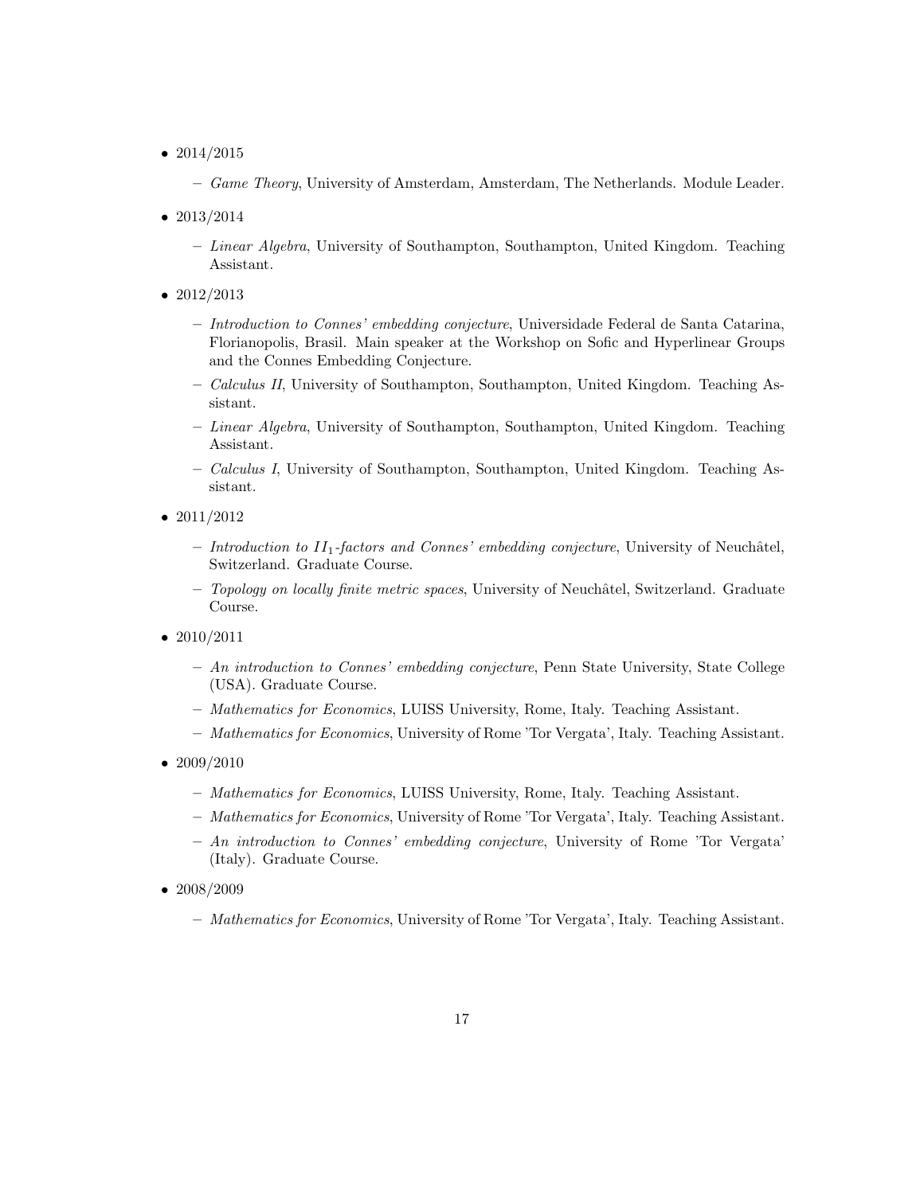- 2014/2015
  - *Game Theory*, University of Amsterdam, Amsterdam, The Netherlands. Module Leader.
- 2013/2014
  - *Linear Algebra*, University of Southampton, Southampton, United Kingdom. Teaching Assistant.
- 2012/2013
  - *Introduction to Connes' embedding conjecture*, Universidade Federal de Santa Catarina, Florianopolis, Brasil. Main speaker at the Workshop on Sofic and Hyperlinear Groups and the Connes Embedding Conjecture.
  - *Calculus II*, University of Southampton, Southampton, United Kingdom. Teaching Assistant.
  - *Linear Algebra*, University of Southampton, Southampton, United Kingdom. Teaching Assistant.
  - *Calculus I*, University of Southampton, Southampton, United Kingdom. Teaching Assistant.
- 2011/2012
  - *Introduction to $II_1$-factors and Connes' embedding conjecture*, University of Neuchâtel, Switzerland. Graduate Course.
  - *Topology on locally finite metric spaces*, University of Neuchâtel, Switzerland. Graduate Course.
- 2010/2011
  - *An introduction to Connes' embedding conjecture*, Penn State University, State College (USA). Graduate Course.
  - *Mathematics for Economics*, LUISS University, Rome, Italy. Teaching Assistant.
  - *Mathematics for Economics*, University of Rome 'Tor Vergata', Italy. Teaching Assistant.
- 2009/2010
  - *Mathematics for Economics*, LUISS University, Rome, Italy. Teaching Assistant.
  - *Mathematics for Economics*, University of Rome 'Tor Vergata', Italy. Teaching Assistant.
  - *An introduction to Connes' embedding conjecture*, University of Rome 'Tor Vergata' (Italy). Graduate Course.
- 2008/2009
  - *Mathematics for Economics*, University of Rome 'Tor Vergata', Italy. Teaching Assistant.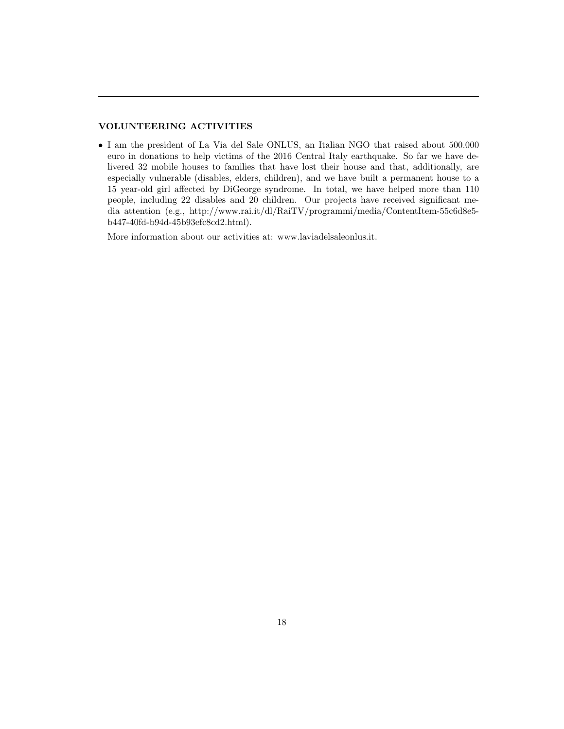## VOLUNTEERING ACTIVITIES

- I am the president of La Via del Sale ONLUS, an Italian NGO that raised about 500.000 euro in donations to help victims of the 2016 Central Italy earthquake. So far we have delivered 32 mobile houses to families that have lost their house and that, additionally, are especially vulnerable (disables, elders, children), and we have built a permanent house to a 15 year-old girl affected by DiGeorge syndrome. In total, we have helped more than 110 people, including 22 disables and 20 children. Our projects have received significant media attention (e.g., http://www.rai.it/dl/RaiTV/programmi/media/ContentItem-55c6d8e5-b447-40fd-b94d-45b93efc8cd2.html).

  More information about our activities at: www.laviadelsaleonlus.it.